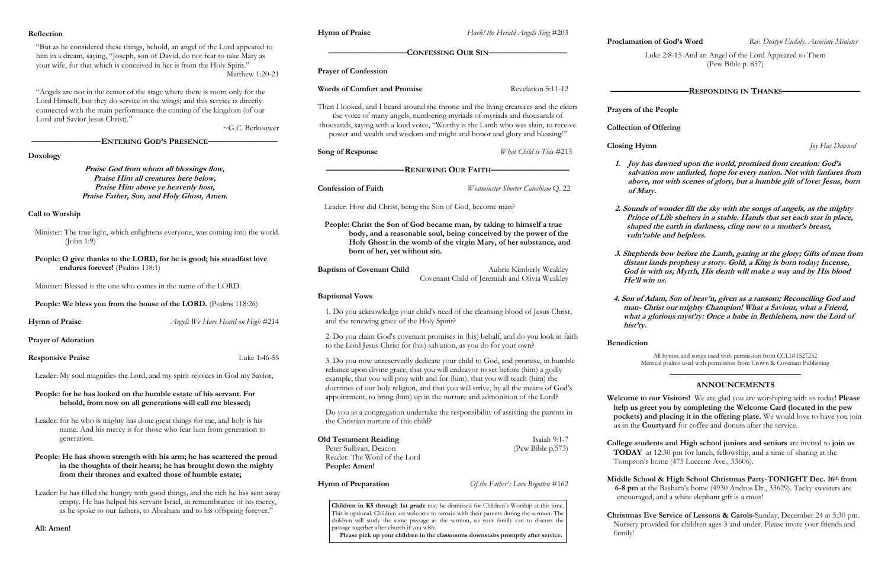## Reflection

"But as he considered these things, behold, an angel of the Lord appeared to him in a dream, saying, "Joseph, son of David, do not fear to take Mary as your wife, for that which is conceived in her is from the Holy Spirit."
Matthew 1:20-21

"Angels are not in the center of the stage where there is room only for the Lord Himself, but they do service in the wings; and this service is directly connected with the main performance-the coming of the kingdom (of our Lord and Savior Jesus Christ)."
~G.C. Berkouwer

## ENTERING GOD'S PRESENCE

**Doxology**

***Praise God from whom all blessings flow,***
***Praise Him all creatures here below,***
***Praise Him above ye heavenly host,***
***Praise Father, Son, and Holy Ghost, Amen.***

**Call to Worship**

Minister: The true light, which enlightens everyone, was coming into the world. (John 1:9)

**People: O give thanks to the LORD, for he is good; his steadfast love endures forever!** (Psalms 118:1)

Minister: Blessed is the one who comes in the name of the LORD.

**People: We bless you from the house of the LORD.** (Psalms 118:26)

**Hymn of Praise** — *Angels We Have Heard on High* #214

**Prayer of Adoration**

**Responsive Praise** — Luke 1:46-55

Leader: My soul magnifies the Lord, and my spirit rejoices in God my Savior,

**People: for he has looked on the humble estate of his servant. For behold, from now on all generations will call me blessed;**

Leader: for he who is mighty has done great things for me, and holy is his name. And his mercy is for those who fear him from generation to generation.

**People: He has shown strength with his arm; he has scattered the proud in the thoughts of their hearts; he has brought down the mighty from their thrones and exalted those of humble estate;**

Leader: he has filled the hungry with good things, and the rich he has sent away empty. He has helped his servant Israel, in remembrance of his mercy, as he spoke to our fathers, to Abraham and to his offspring forever."

**All: Amen!**

**Hymn of Praise** — *Hark! the Herald Angels Sing* #203

## CONFESSING OUR SIN

**Prayer of Confession**

**Words of Comfort and Promise** — Revelation 5:11-12

Then I looked, and I heard around the throne and the living creatures and the elders the voice of many angels, numbering myriads of myriads and thousands of thousands, saying with a loud voice, "Worthy is the Lamb who was slain, to receive power and wealth and wisdom and might and honor and glory and blessing!"

**Song of Response** — *What Child is This* #213

## RENEWING OUR FAITH

**Confession of Faith** — *Westminster Shorter Catechism* Q. 22

Leader: How did Christ, being the Son of God, become man?

**People: Christ the Son of God became man, by taking to himself a true body, and a reasonable soul, being conceived by the power of the Holy Ghost in the womb of the virgin Mary, of her substance, and born of her, yet without sin.**

**Baptism of Covenant Child** — Aubrie Kimberly Weakley
Covenant Child of Jeremiah and Olivia Weakley

**Baptismal Vows**

1. Do you acknowledge your child's need of the cleansing blood of Jesus Christ, and the renewing grace of the Holy Spirit?

2. Do you claim God's covenant promises in (his) behalf, and do you look in faith to the Lord Jesus Christ for (his) salvation, as you do for your own?

3. Do you now unreservedly dedicate your child to God, and promise, in humble reliance upon divine grace, that you will endeavor to set before (him) a godly example, that you will pray with and for (him), that you will teach (him) the doctrines of our holy religion, and that you will strive, by all the means of God's appointment, to bring (him) up in the nurture and admonition of the Lord?

Do you as a congregation undertake the responsibility of assisting the parents in the Christian nurture of this child?

**Old Testament Reading** — Isaiah 9:1-7 (Pew Bible p.573)
Peter Sullivan, Deacon
Reader: The Word of the Lord
**People: Amen!**

**Hymn of Preparation** — *Of the Father's Love Begotten* #162

> **Children in K5 through 1st grade** may be dismissed for Children's Worship at this time. This is optional. Children are welcome to remain with their parents during the sermon. The children will study the same passage as the sermon, so your family can to discuss the passage together after church if you wish.
> **Please pick up your children in the classrooms downstairs promptly after service.**

**Proclamation of God's Word** — *Rev. Dustyn Eudaly, Associate Minister*

Luke 2:8-15-And an Angel of the Lord Appeared to Them
(Pew Bible p. 857)

## RESPONDING IN THANKS

**Prayers of the People**

**Collection of Offering**

**Closing Hymn** — *Joy Has Dawned*

1. ***Joy has dawned upon the world, promised from creation: God's salvation now unfurled, hope for every nation. Not with fanfares from above, not with scenes of glory, but a humble gift of love: Jesus, born of Mary.***

2. ***Sounds of wonder fill the sky with the songs of angels, as the mighty Prince of Life shelters in a stable. Hands that set each star in place, shaped the earth in darkness, cling now to a mother's breast, vuln'rable and helpless.***

3. ***Shepherds bow before the Lamb, gazing at the glory; Gifts of men from distant lands prophesy a story. Gold, a King is born today; Incense, God is with us; Myrrh, His death will make a way and by His blood He'll win us.***

4. ***Son of Adam, Son of heav'n, given as a ransom; Reconciling God and man- Christ our mighty Champion! What a Saviour, what a Friend, what a glorious myst'ry: Once a babe in Bethlehem, now the Lord of hist'ry.***

**Benediction**

All hymns and songs used with permission from CCLI#1527232
Metrical psalms used with permission from Crown & Covenant Publishing

## ANNOUNCEMENTS

**Welcome to our Visitors!** We are glad you are worshiping with us today! **Please help us greet you by completing the Welcome Card (located in the pew pockets) and placing it in the offering plate.** We would love to have you join us in the **Courtyard** for coffee and donuts after the service.

**College students and High school juniors and seniors** are invited to **join us TODAY** at 12:30 pm for lunch, fellowship, and a time of sharing at the Tompson's home (475 Lucerne Ave., 33606).

**Middle School & High School Christmas Party-TONIGHT Dec. 16th from 6-8 pm** at the Basham's home (4930 Andros Dr., 33629). Tacky sweaters are encouraged, and a white elephant gift is a must!

**Christmas Eve Service of Lessons & Carols-**Sunday, December 24 at 5:30 pm. Nursery provided for children ages 3 and under. Please invite your friends and family!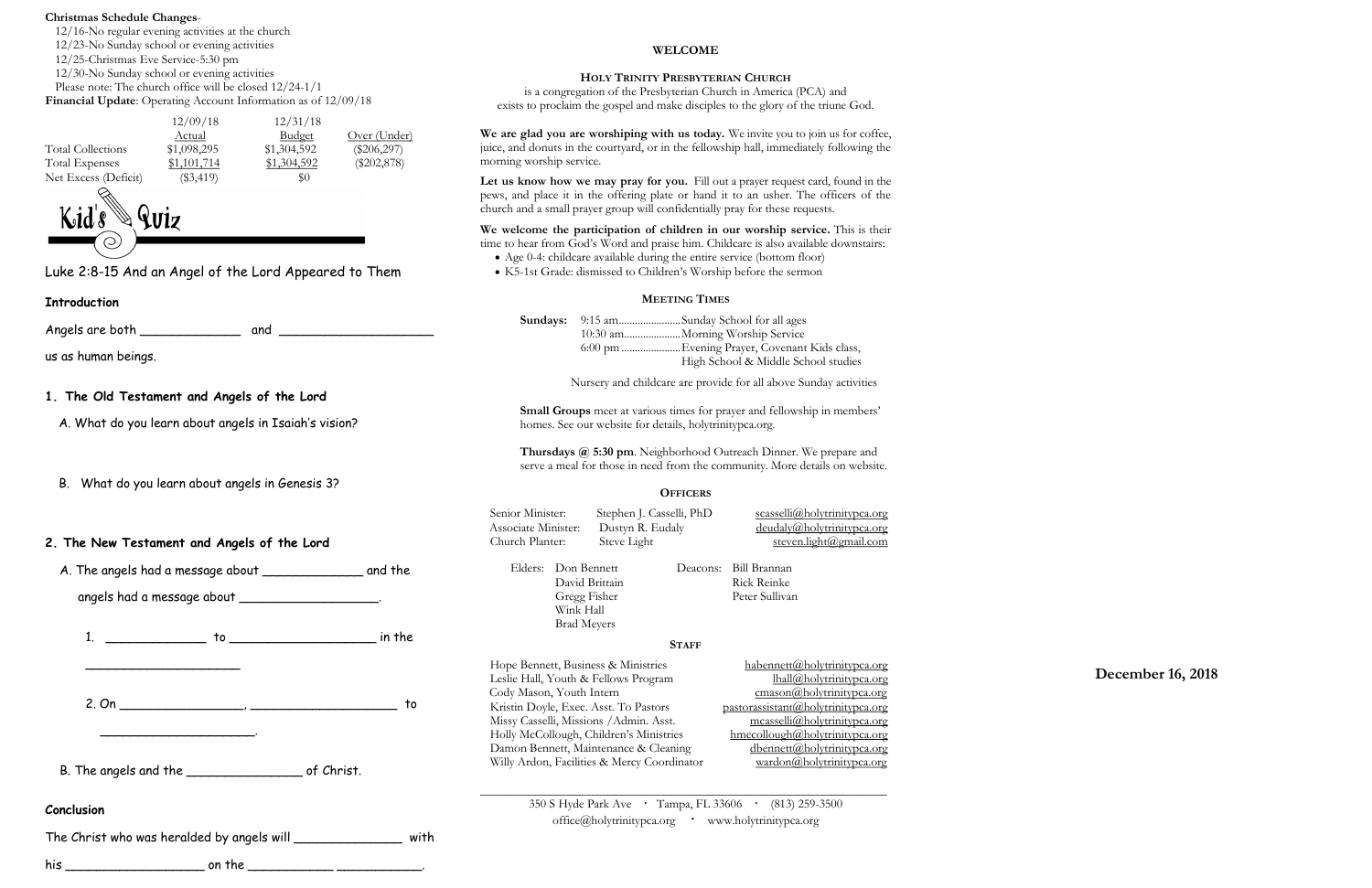**Christmas Schedule Changes**-

12/16-No regular evening activities at the church
12/23-No Sunday school or evening activities
12/25-Christmas Eve Service-5:30 pm
12/30-No Sunday school or evening activities
Please note: The church office will be closed 12/24-1/1

**Financial Update**: Operating Account Information as of 12/09/18

| | 12/09/18 Actual | 12/31/18 Budget | Over (Under) |
|---|---|---|---|
| Total Collections | $1,098,295 | $1,304,592 | ($206,297) |
| Total Expenses | $1,101,714 | $1,304,592 | ($202,878) |
| Net Excess (Deficit) | ($3,419) | $0 | |

## Kid's Quiz

Luke 2:8-15 And an Angel of the Lord Appeared to Them

**Introduction**

Angels are both _____________ and _____________________ us as human beings.

**1. The Old Testament and Angels of the Lord**

A. What do you learn about angels in Isaiah's vision?

B. What do you learn about angels in Genesis 3?

**2. The New Testament and Angels of the Lord**

A. The angels had a message about _____________ and the angels had a message about __________________.

1. _____________ to ___________________ in the ____________________

2. On ________________, ___________________ to _____________________.

B. The angels and the _______________ of Christ.

**Conclusion**

The Christ who was heralded by angels will ______________ with his __________________ on the ___________ ___________.

## WELCOME

**HOLY TRINITY PRESBYTERIAN CHURCH**
is a congregation of the Presbyterian Church in America (PCA) and exists to proclaim the gospel and make disciples to the glory of the triune God.

**We are glad you are worshiping with us today.** We invite you to join us for coffee, juice, and donuts in the courtyard, or in the fellowship hall, immediately following the morning worship service.

**Let us know how we may pray for you.** Fill out a prayer request card, found in the pews, and place it in the offering plate or hand it to an usher. The officers of the church and a small prayer group will confidentially pray for these requests.

**We welcome the participation of children in our worship service.** This is their time to hear from God's Word and praise him. Childcare is also available downstairs:

- Age 0-4: childcare available during the entire service (bottom floor)
- K5-1st Grade: dismissed to Children's Worship before the sermon

### MEETING TIMES

**Sundays:**
9:15 am.......................Sunday School for all ages
10:30 am.....................Morning Worship Service
6:00 pm ......................Evening Prayer, Covenant Kids class, High School & Middle School studies

Nursery and childcare are provide for all above Sunday activities

**Small Groups** meet at various times for prayer and fellowship in members' homes. See our website for details, holytrinitypca.org.

**Thursdays @ 5:30 pm**. Neighborhood Outreach Dinner. We prepare and serve a meal for those in need from the community. More details on website.

### OFFICERS

| | | |
|---|---|---|
| Senior Minister: | Stephen J. Casselli, PhD | scasselli@holytrinitypca.org |
| Associate Minister: | Dustyn R. Eudaly | deudaly@holytrinitypca.org |
| Church Planter: | Steve Light | steven.light@gmail.com |

Elders: Don Bennett, David Brittain, Gregg Fisher, Wink Hall, Brad Meyers

Deacons: Bill Brannan, Rick Reinke, Peter Sullivan

### STAFF

| | |
|---|---|
| Hope Bennett, Business & Ministries | habennett@holytrinitypca.org |
| Leslie Hall, Youth & Fellows Program | lhall@holytrinitypca.org |
| Cody Mason, Youth Intern | cmason@holytrinitypca.org |
| Kristin Doyle, Exec. Asst. To Pastors | pastorassistant@holytrinitypca.org |
| Missy Casselli, Missions /Admin. Asst. | mcasselli@holytrinitypca.org |
| Holly McCollough, Children's Ministries | hmccollough@holytrinitypca.org |
| Damon Bennett, Maintenance & Cleaning | dbennett@holytrinitypca.org |
| Willy Ardon, Facilities & Mercy Coordinator | wardon@holytrinitypca.org |

350 S Hyde Park Ave · Tampa, FL 33606 · (813) 259-3500
office@holytrinitypca.org · www.holytrinitypca.org

**December 16, 2018**